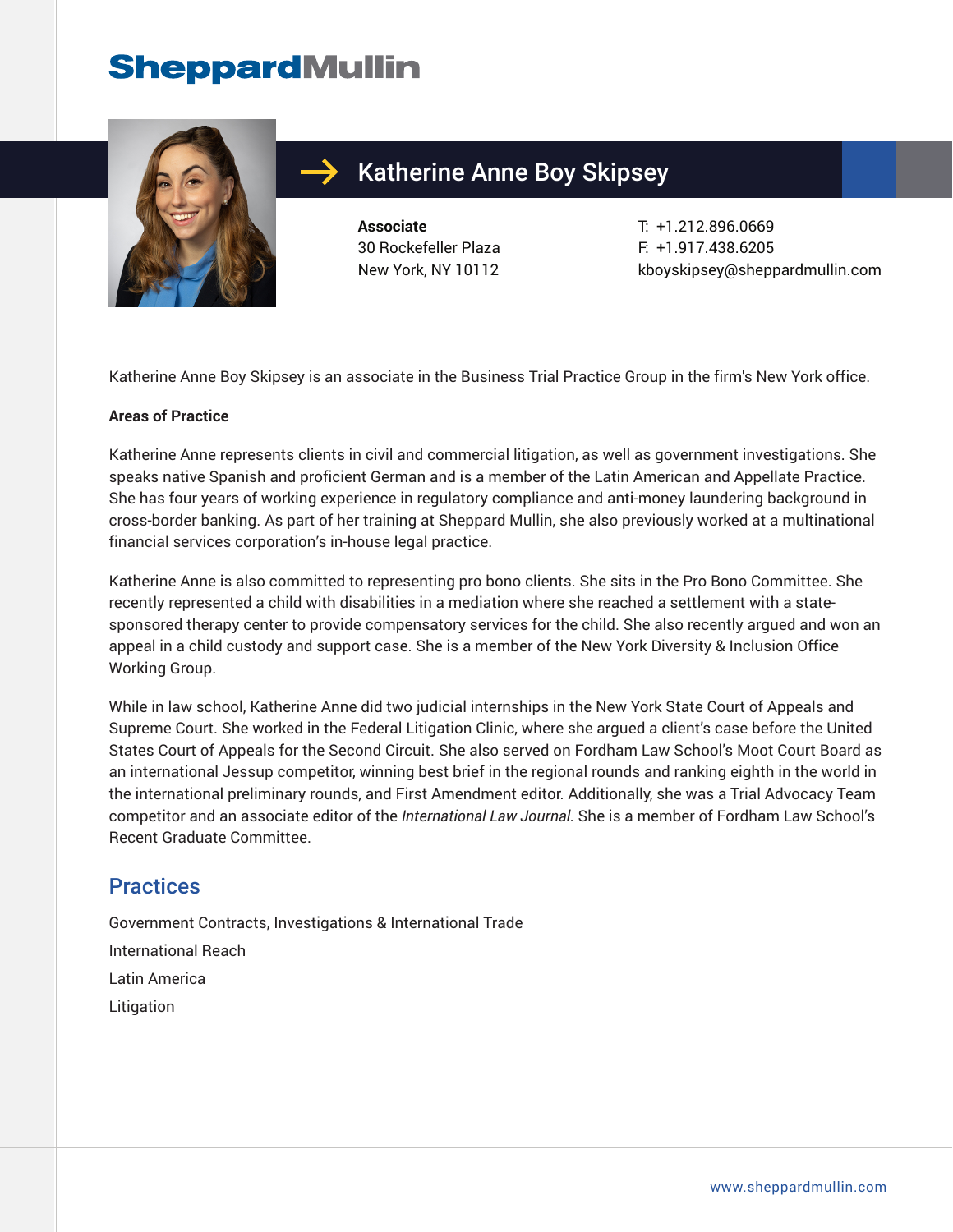# Katherine Anne Boy Skipsey

**Associate**
30 Rockefeller Plaza
New York, NY 10112

T: +1.212.896.0669
F: +1.917.438.6205
kboyskipsey@sheppardmullin.com

Katherine Anne Boy Skipsey is an associate in the Business Trial Practice Group in the firm's New York office.

**Areas of Practice**

Katherine Anne represents clients in civil and commercial litigation, as well as government investigations. She speaks native Spanish and proficient German and is a member of the Latin American and Appellate Practice. She has four years of working experience in regulatory compliance and anti-money laundering background in cross-border banking. As part of her training at Sheppard Mullin, she also previously worked at a multinational financial services corporation's in-house legal practice.

Katherine Anne is also committed to representing pro bono clients. She sits in the Pro Bono Committee. She recently represented a child with disabilities in a mediation where she reached a settlement with a state-sponsored therapy center to provide compensatory services for the child. She also recently argued and won an appeal in a child custody and support case. She is a member of the New York Diversity & Inclusion Office Working Group.

While in law school, Katherine Anne did two judicial internships in the New York State Court of Appeals and Supreme Court. She worked in the Federal Litigation Clinic, where she argued a client's case before the United States Court of Appeals for the Second Circuit. She also served on Fordham Law School's Moot Court Board as an international Jessup competitor, winning best brief in the regional rounds and ranking eighth in the world in the international preliminary rounds, and First Amendment editor. Additionally, she was a Trial Advocacy Team competitor and an associate editor of the *International Law Journal.* She is a member of Fordham Law School's Recent Graduate Committee.

## Practices

Government Contracts, Investigations & International Trade

International Reach

Latin America

Litigation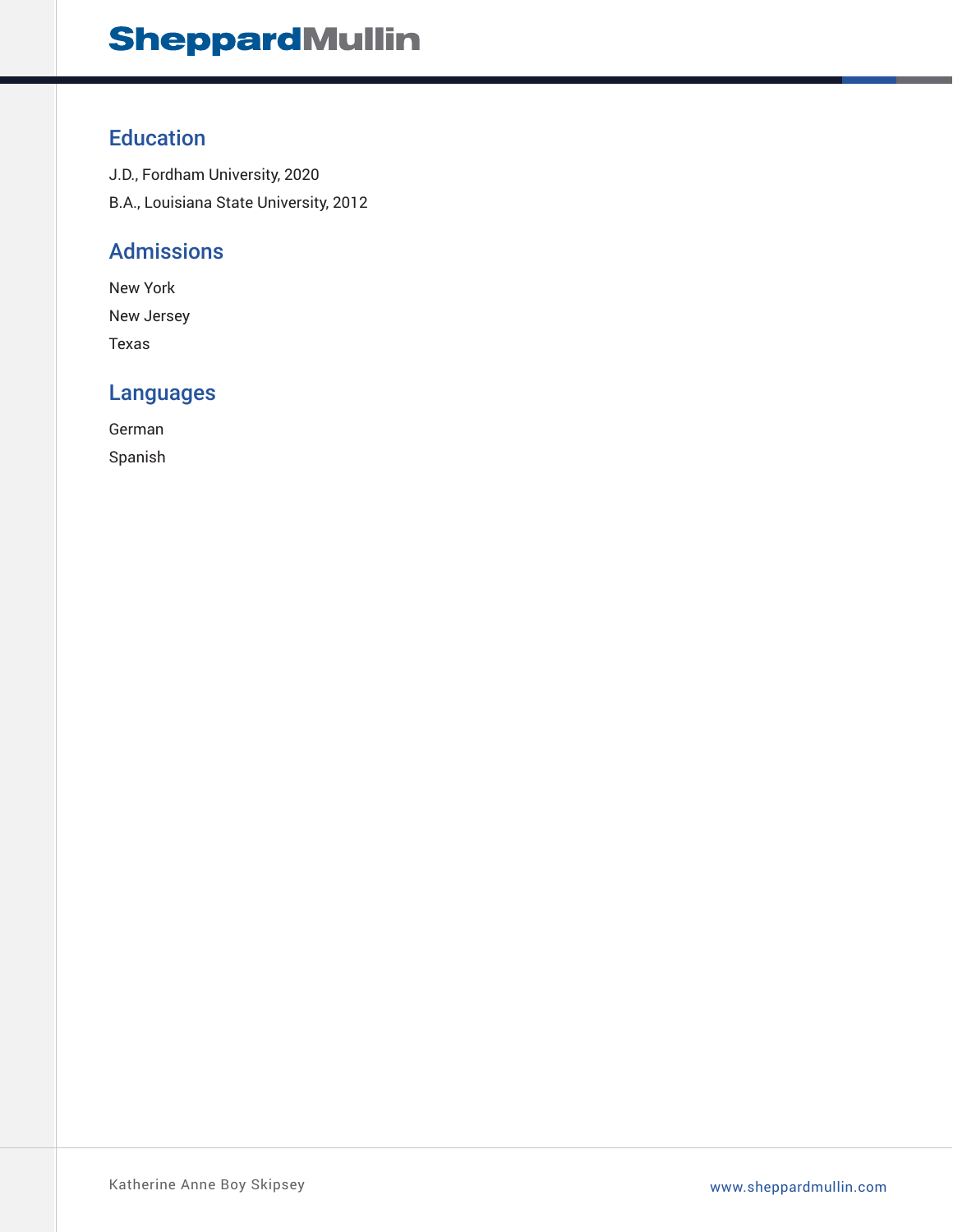## Education

J.D., Fordham University, 2020

B.A., Louisiana State University, 2012

## Admissions

New York

New Jersey

Texas

## Languages

German

Spanish